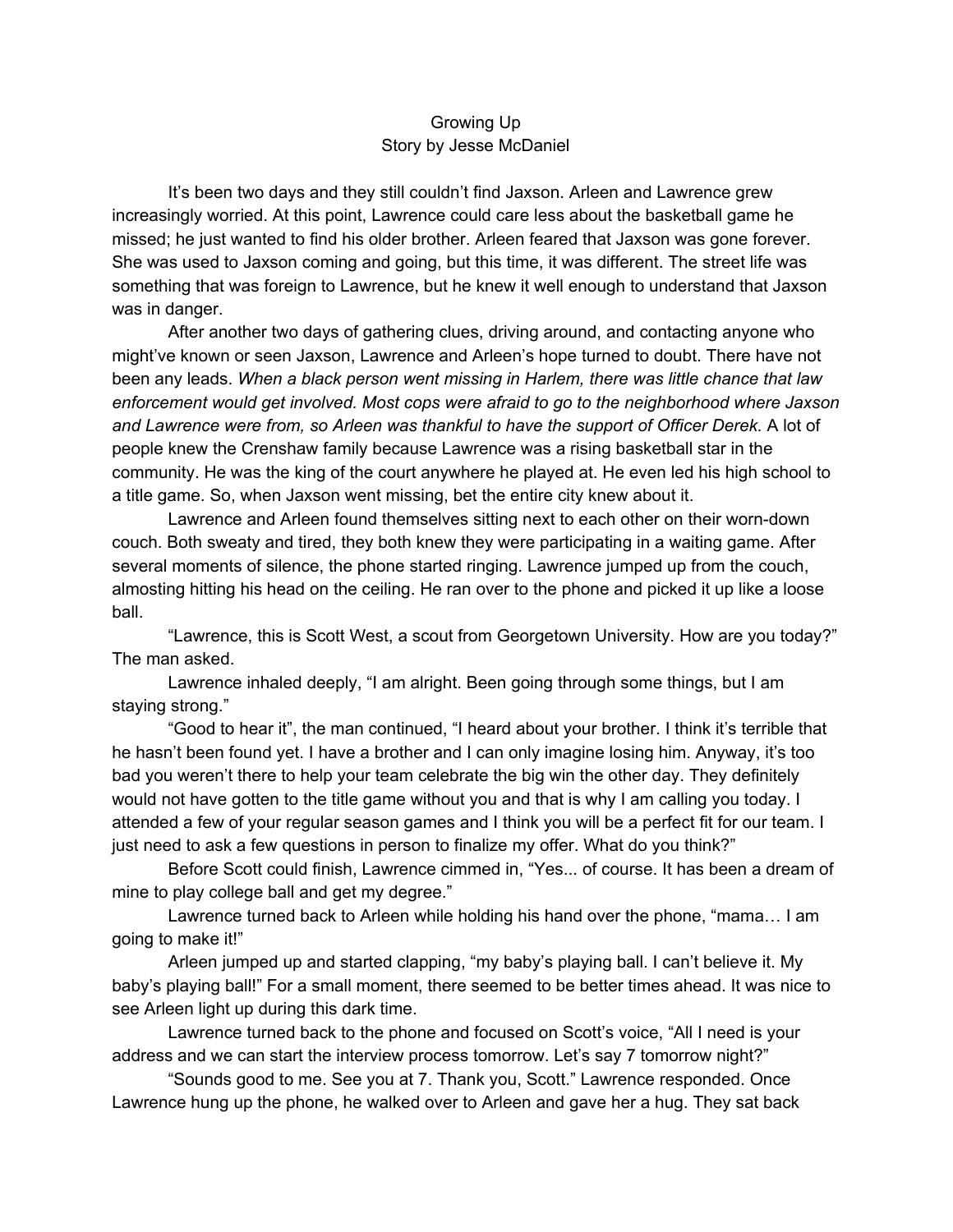# Growing Up

Story by Jesse McDaniel

It's been two days and they still couldn't find Jaxson. Arleen and Lawrence grew increasingly worried. At this point, Lawrence could care less about the basketball game he missed; he just wanted to find his older brother. Arleen feared that Jaxson was gone forever. She was used to Jaxson coming and going, but this time, it was different. The street life was something that was foreign to Lawrence, but he knew it well enough to understand that Jaxson was in danger.

After another two days of gathering clues, driving around, and contacting anyone who might've known or seen Jaxson, Lawrence and Arleen's hope turned to doubt. There have not been any leads. *When a black person went missing in Harlem, there was little chance that law enforcement would get involved. Most cops were afraid to go to the neighborhood where Jaxson and Lawrence were from, so Arleen was thankful to have the support of Officer Derek.* A lot of people knew the Crenshaw family because Lawrence was a rising basketball star in the community. He was the king of the court anywhere he played at. He even led his high school to a title game. So, when Jaxson went missing, bet the entire city knew about it.

Lawrence and Arleen found themselves sitting next to each other on their worn-down couch. Both sweaty and tired, they both knew they were participating in a waiting game. After several moments of silence, the phone started ringing. Lawrence jumped up from the couch, almosting hitting his head on the ceiling. He ran over to the phone and picked it up like a loose ball.

"Lawrence, this is Scott West, a scout from Georgetown University. How are you today?" The man asked.

Lawrence inhaled deeply, "I am alright. Been going through some things, but I am staying strong."

"Good to hear it", the man continued, "I heard about your brother. I think it's terrible that he hasn't been found yet. I have a brother and I can only imagine losing him. Anyway, it's too bad you weren't there to help your team celebrate the big win the other day. They definitely would not have gotten to the title game without you and that is why I am calling you today. I attended a few of your regular season games and I think you will be a perfect fit for our team. I just need to ask a few questions in person to finalize my offer. What do you think?"

Before Scott could finish, Lawrence cimmed in, "Yes... of course. It has been a dream of mine to play college ball and get my degree."

Lawrence turned back to Arleen while holding his hand over the phone, "mama… I am going to make it!"

Arleen jumped up and started clapping, "my baby's playing ball. I can't believe it. My baby's playing ball!" For a small moment, there seemed to be better times ahead. It was nice to see Arleen light up during this dark time.

Lawrence turned back to the phone and focused on Scott's voice, "All I need is your address and we can start the interview process tomorrow. Let's say 7 tomorrow night?"

"Sounds good to me. See you at 7. Thank you, Scott." Lawrence responded. Once Lawrence hung up the phone, he walked over to Arleen and gave her a hug. They sat back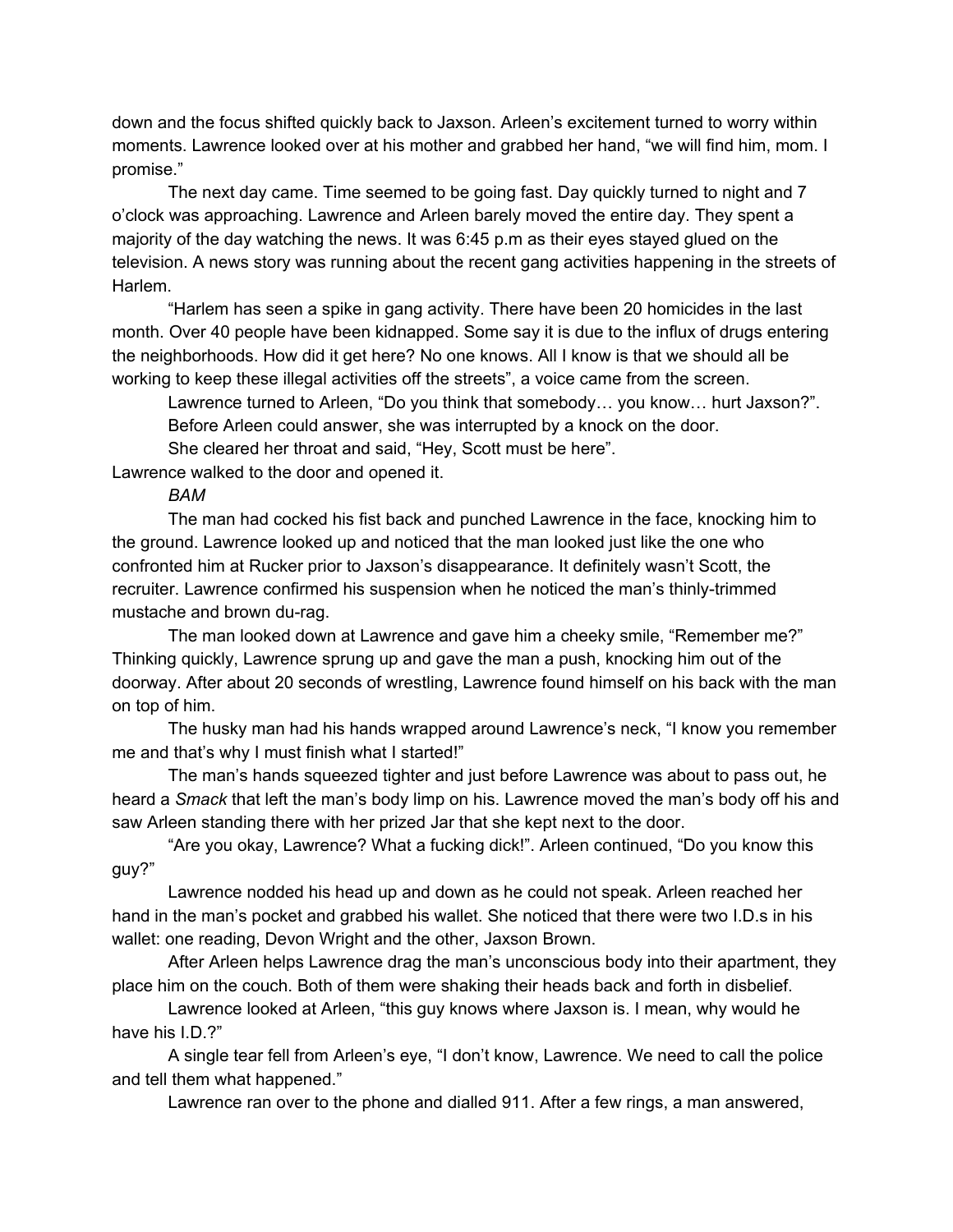down and the focus shifted quickly back to Jaxson. Arleen's excitement turned to worry within moments. Lawrence looked over at his mother and grabbed her hand, "we will find him, mom. I promise."

The next day came. Time seemed to be going fast. Day quickly turned to night and 7 o'clock was approaching. Lawrence and Arleen barely moved the entire day. They spent a majority of the day watching the news. It was 6:45 p.m as their eyes stayed glued on the television. A news story was running about the recent gang activities happening in the streets of Harlem.

"Harlem has seen a spike in gang activity. There have been 20 homicides in the last month. Over 40 people have been kidnapped. Some say it is due to the influx of drugs entering the neighborhoods. How did it get here? No one knows. All I know is that we should all be working to keep these illegal activities off the streets", a voice came from the screen.

Lawrence turned to Arleen, "Do you think that somebody… you know… hurt Jaxson?".

Before Arleen could answer, she was interrupted by a knock on the door.

She cleared her throat and said, "Hey, Scott must be here".

Lawrence walked to the door and opened it.

*BAM*

The man had cocked his fist back and punched Lawrence in the face, knocking him to the ground. Lawrence looked up and noticed that the man looked just like the one who confronted him at Rucker prior to Jaxson's disappearance. It definitely wasn't Scott, the recruiter. Lawrence confirmed his suspension when he noticed the man's thinly-trimmed mustache and brown du-rag.

The man looked down at Lawrence and gave him a cheeky smile, "Remember me?" Thinking quickly, Lawrence sprung up and gave the man a push, knocking him out of the doorway. After about 20 seconds of wrestling, Lawrence found himself on his back with the man on top of him.

The husky man had his hands wrapped around Lawrence's neck, "I know you remember me and that's why I must finish what I started!"

The man's hands squeezed tighter and just before Lawrence was about to pass out, he heard a *Smack* that left the man's body limp on his. Lawrence moved the man's body off his and saw Arleen standing there with her prized Jar that she kept next to the door.

"Are you okay, Lawrence? What a fucking dick!". Arleen continued, "Do you know this guy?"

Lawrence nodded his head up and down as he could not speak. Arleen reached her hand in the man's pocket and grabbed his wallet. She noticed that there were two I.D.s in his wallet: one reading, Devon Wright and the other, Jaxson Brown.

After Arleen helps Lawrence drag the man's unconscious body into their apartment, they place him on the couch. Both of them were shaking their heads back and forth in disbelief.

Lawrence looked at Arleen, "this guy knows where Jaxson is. I mean, why would he have his I.D.?"

A single tear fell from Arleen's eye, "I don't know, Lawrence. We need to call the police and tell them what happened."

Lawrence ran over to the phone and dialled 911. After a few rings, a man answered,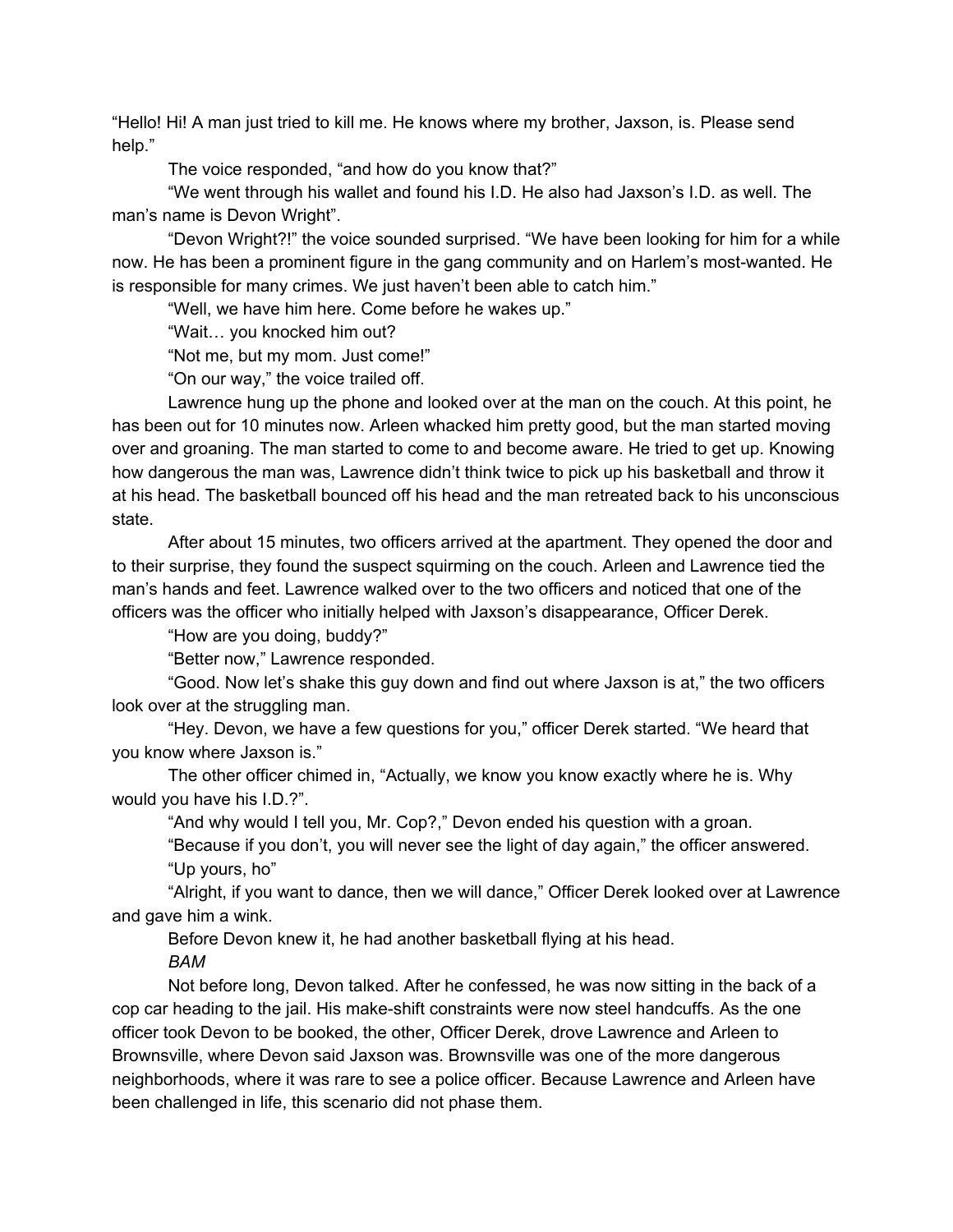"Hello! Hi! A man just tried to kill me. He knows where my brother, Jaxson, is. Please send help."

The voice responded, "and how do you know that?"

"We went through his wallet and found his I.D. He also had Jaxson's I.D. as well. The man's name is Devon Wright".

"Devon Wright?!" the voice sounded surprised. "We have been looking for him for a while now. He has been a prominent figure in the gang community and on Harlem's most-wanted. He is responsible for many crimes. We just haven't been able to catch him."

"Well, we have him here. Come before he wakes up."

"Wait… you knocked him out?

"Not me, but my mom. Just come!"

"On our way," the voice trailed off.

Lawrence hung up the phone and looked over at the man on the couch. At this point, he has been out for 10 minutes now. Arleen whacked him pretty good, but the man started moving over and groaning. The man started to come to and become aware. He tried to get up. Knowing how dangerous the man was, Lawrence didn't think twice to pick up his basketball and throw it at his head. The basketball bounced off his head and the man retreated back to his unconscious state.

After about 15 minutes, two officers arrived at the apartment. They opened the door and to their surprise, they found the suspect squirming on the couch. Arleen and Lawrence tied the man's hands and feet. Lawrence walked over to the two officers and noticed that one of the officers was the officer who initially helped with Jaxson's disappearance, Officer Derek.

"How are you doing, buddy?"

"Better now," Lawrence responded.

"Good. Now let's shake this guy down and find out where Jaxson is at," the two officers look over at the struggling man.

"Hey. Devon, we have a few questions for you," officer Derek started. "We heard that you know where Jaxson is."

The other officer chimed in, "Actually, we know you know exactly where he is. Why would you have his I.D.?".

"And why would I tell you, Mr. Cop?," Devon ended his question with a groan.

"Because if you don't, you will never see the light of day again," the officer answered.

"Up yours, ho"

"Alright, if you want to dance, then we will dance," Officer Derek looked over at Lawrence and gave him a wink.

Before Devon knew it, he had another basketball flying at his head.

*BAM*

Not before long, Devon talked. After he confessed, he was now sitting in the back of a cop car heading to the jail. His make-shift constraints were now steel handcuffs. As the one officer took Devon to be booked, the other, Officer Derek, drove Lawrence and Arleen to Brownsville, where Devon said Jaxson was. Brownsville was one of the more dangerous neighborhoods, where it was rare to see a police officer. Because Lawrence and Arleen have been challenged in life, this scenario did not phase them.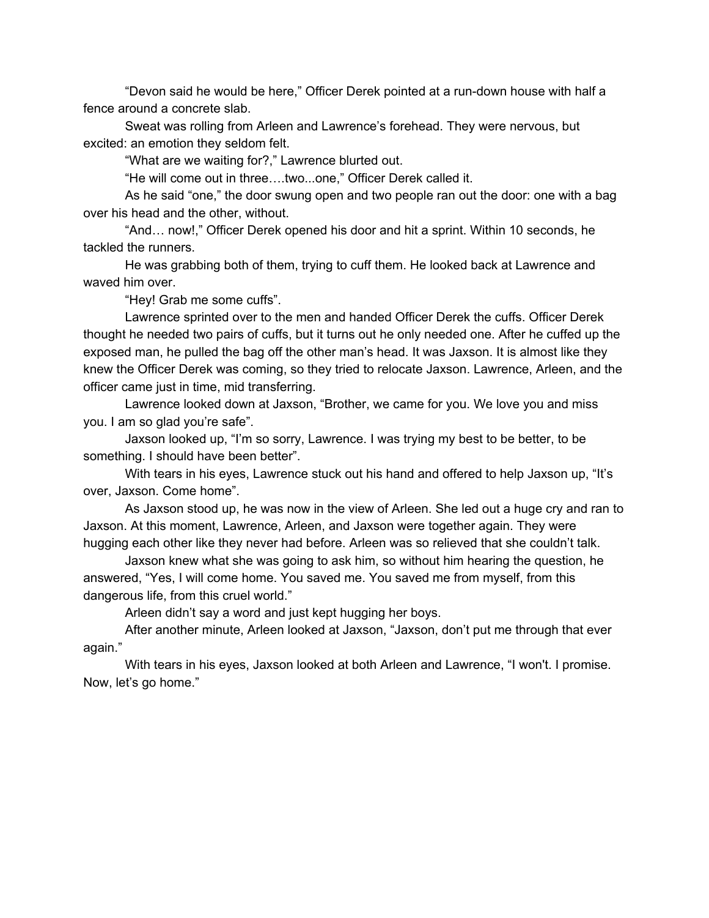"Devon said he would be here," Officer Derek pointed at a run-down house with half a fence around a concrete slab.

Sweat was rolling from Arleen and Lawrence's forehead. They were nervous, but excited: an emotion they seldom felt.

"What are we waiting for?," Lawrence blurted out.

"He will come out in three….two...one," Officer Derek called it.

As he said "one," the door swung open and two people ran out the door: one with a bag over his head and the other, without.

"And… now!," Officer Derek opened his door and hit a sprint. Within 10 seconds, he tackled the runners.

He was grabbing both of them, trying to cuff them. He looked back at Lawrence and waved him over.

"Hey! Grab me some cuffs".

Lawrence sprinted over to the men and handed Officer Derek the cuffs. Officer Derek thought he needed two pairs of cuffs, but it turns out he only needed one. After he cuffed up the exposed man, he pulled the bag off the other man's head. It was Jaxson. It is almost like they knew the Officer Derek was coming, so they tried to relocate Jaxson. Lawrence, Arleen, and the officer came just in time, mid transferring.

Lawrence looked down at Jaxson, "Brother, we came for you. We love you and miss you. I am so glad you're safe".

Jaxson looked up, "I'm so sorry, Lawrence. I was trying my best to be better, to be something. I should have been better".

With tears in his eyes, Lawrence stuck out his hand and offered to help Jaxson up, "It's over, Jaxson. Come home".

As Jaxson stood up, he was now in the view of Arleen. She led out a huge cry and ran to Jaxson. At this moment, Lawrence, Arleen, and Jaxson were together again. They were hugging each other like they never had before. Arleen was so relieved that she couldn't talk.

Jaxson knew what she was going to ask him, so without him hearing the question, he answered, "Yes, I will come home. You saved me. You saved me from myself, from this dangerous life, from this cruel world."

Arleen didn't say a word and just kept hugging her boys.

After another minute, Arleen looked at Jaxson, "Jaxson, don't put me through that ever again."

With tears in his eyes, Jaxson looked at both Arleen and Lawrence, "I won't. I promise. Now, let's go home."